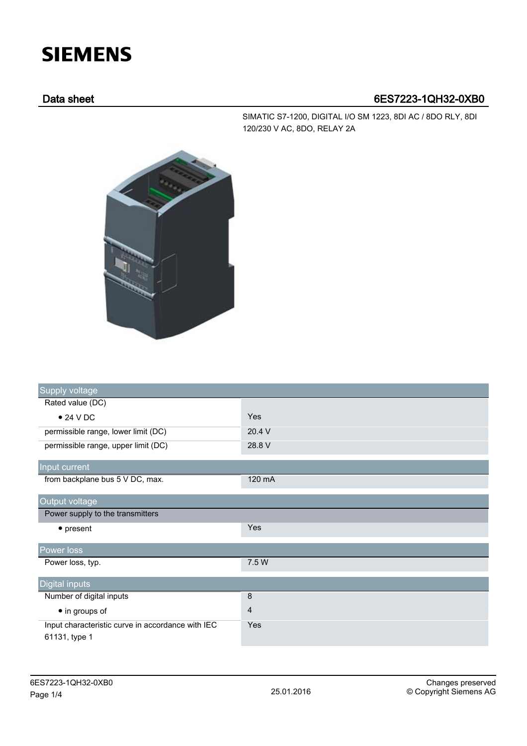# SIEMENS

## Data sheet 6ES7223-1QH32-0XB0

SIMATIC S7-1200, DIGITAL I/O SM 1223, 8DI AC / 8DO RLY, 8DI 120/230 V AC, 8DO, RELAY 2A

| Supply voltage | |
|---|---|
| Rated value (DC) | |
| • 24 V DC | Yes |
| permissible range, lower limit (DC) | 20.4 V |
| permissible range, upper limit (DC) | 28.8 V |
| **Input current** | |
| from backplane bus 5 V DC, max. | 120 mA |
| **Output voltage** | |
| Power supply to the transmitters | |
| • present | Yes |
| **Power loss** | |
| Power loss, typ. | 7.5 W |
| **Digital inputs** | |
| Number of digital inputs | 8 |
| • in groups of | 4 |
| Input characteristic curve in accordance with IEC 61131, type 1 | Yes |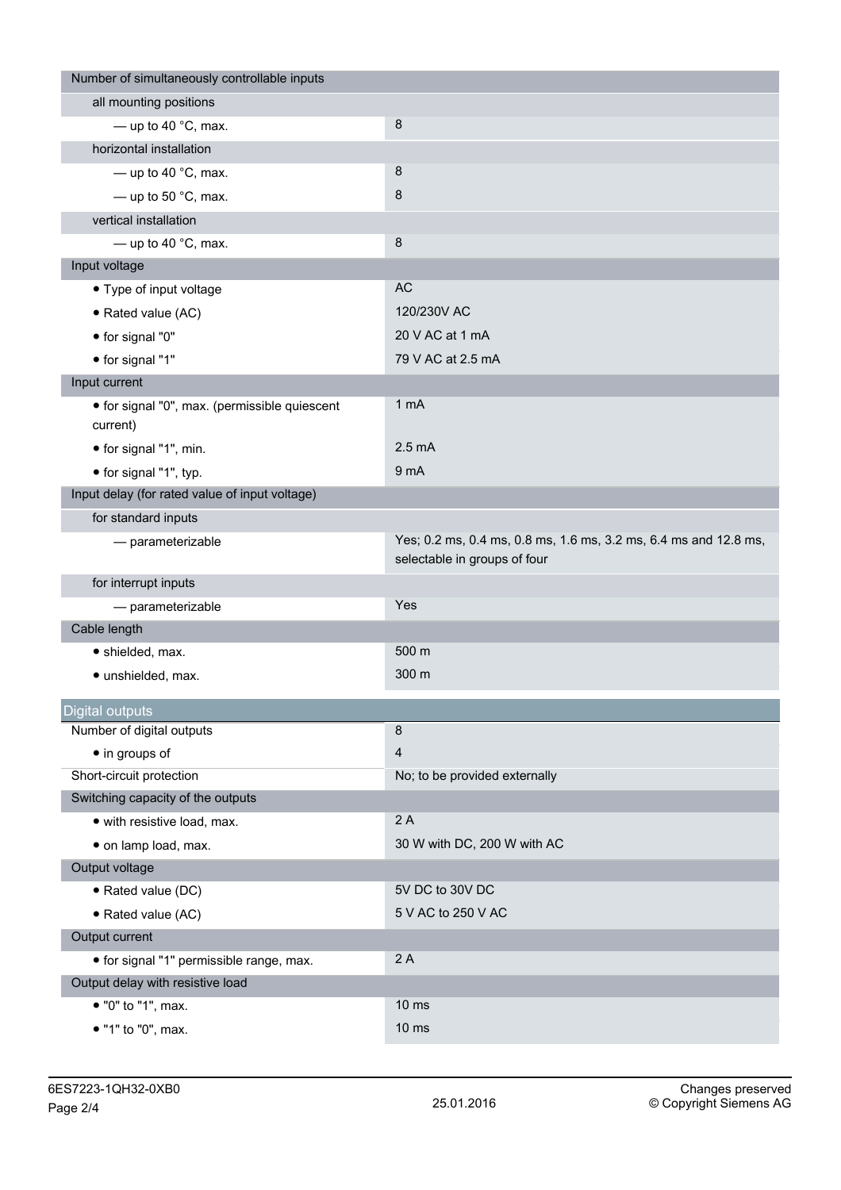| | |
|---|---|
| Number of simultaneously controllable inputs | |
| all mounting positions | |
| — up to 40 °C, max. | 8 |
| horizontal installation | |
| — up to 40 °C, max. | 8 |
| — up to 50 °C, max. | 8 |
| vertical installation | |
| — up to 40 °C, max. | 8 |
| Input voltage | |
| • Type of input voltage | AC |
| • Rated value (AC) | 120/230V AC |
| • for signal "0" | 20 V AC at 1 mA |
| • for signal "1" | 79 V AC at 2.5 mA |
| Input current | |
| • for signal "0", max. (permissible quiescent current) | 1 mA |
| • for signal "1", min. | 2.5 mA |
| • for signal "1", typ. | 9 mA |
| Input delay (for rated value of input voltage) | |
| for standard inputs | |
| — parameterizable | Yes; 0.2 ms, 0.4 ms, 0.8 ms, 1.6 ms, 3.2 ms, 6.4 ms and 12.8 ms, selectable in groups of four |
| for interrupt inputs | |
| — parameterizable | Yes |
| Cable length | |
| • shielded, max. | 500 m |
| • unshielded, max. | 300 m |

## Digital outputs

| | |
|---|---|
| Number of digital outputs | 8 |
| • in groups of | 4 |
| Short-circuit protection | No; to be provided externally |
| Switching capacity of the outputs | |
| • with resistive load, max. | 2 A |
| • on lamp load, max. | 30 W with DC, 200 W with AC |
| Output voltage | |
| • Rated value (DC) | 5V DC to 30V DC |
| • Rated value (AC) | 5 V AC to 250 V AC |
| Output current | |
| • for signal "1" permissible range, max. | 2 A |
| Output delay with resistive load | |
| • "0" to "1", max. | 10 ms |
| • "1" to "0", max. | 10 ms |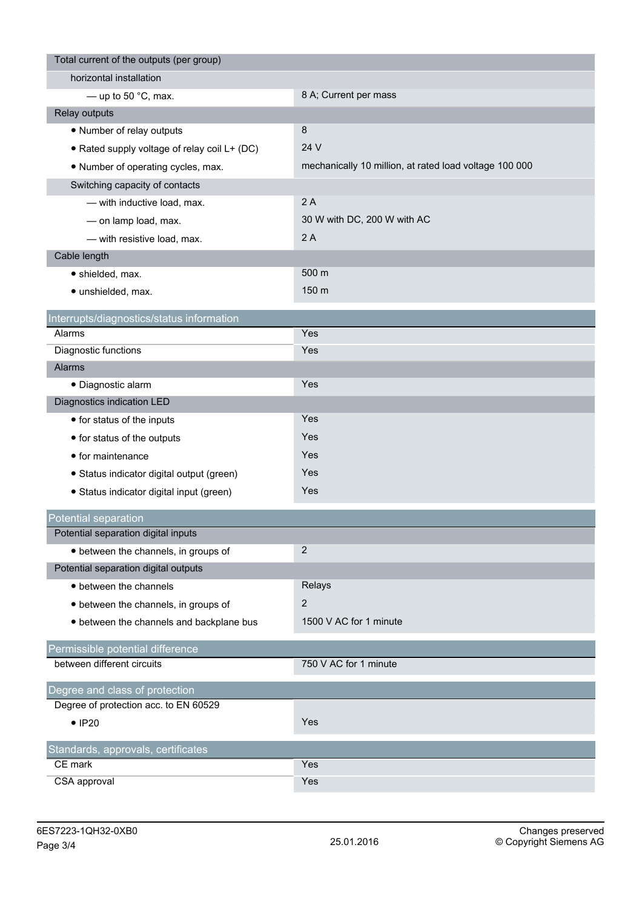| | |
|---|---|
| Total current of the outputs (per group) | |
| horizontal installation | |
| — up to 50 °C, max. | 8 A; Current per mass |
| Relay outputs | |
| • Number of relay outputs | 8 |
| • Rated supply voltage of relay coil L+ (DC) | 24 V |
| • Number of operating cycles, max. | mechanically 10 million, at rated load voltage 100 000 |
| Switching capacity of contacts | |
| — with inductive load, max. | 2 A |
| — on lamp load, max. | 30 W with DC, 200 W with AC |
| — with resistive load, max. | 2 A |
| Cable length | |
| • shielded, max. | 500 m |
| • unshielded, max. | 150 m |

## Interrupts/diagnostics/status information

| | |
|---|---|
| Alarms | Yes |
| Diagnostic functions | Yes |
| Alarms | |
| • Diagnostic alarm | Yes |
| Diagnostics indication LED | |
| • for status of the inputs | Yes |
| • for status of the outputs | Yes |
| • for maintenance | Yes |
| • Status indicator digital output (green) | Yes |
| • Status indicator digital input (green) | Yes |

## Potential separation

| | |
|---|---|
| Potential separation digital inputs | |
| • between the channels, in groups of | 2 |
| Potential separation digital outputs | |
| • between the channels | Relays |
| • between the channels, in groups of | 2 |
| • between the channels and backplane bus | 1500 V AC for 1 minute |

## Permissible potential difference

| | |
|---|---|
| between different circuits | 750 V AC for 1 minute |

## Degree and class of protection

| | |
|---|---|
| Degree of protection acc. to EN 60529 | |
| • IP20 | Yes |

## Standards, approvals, certificates

| | |
|---|---|
| CE mark | Yes |
| CSA approval | Yes |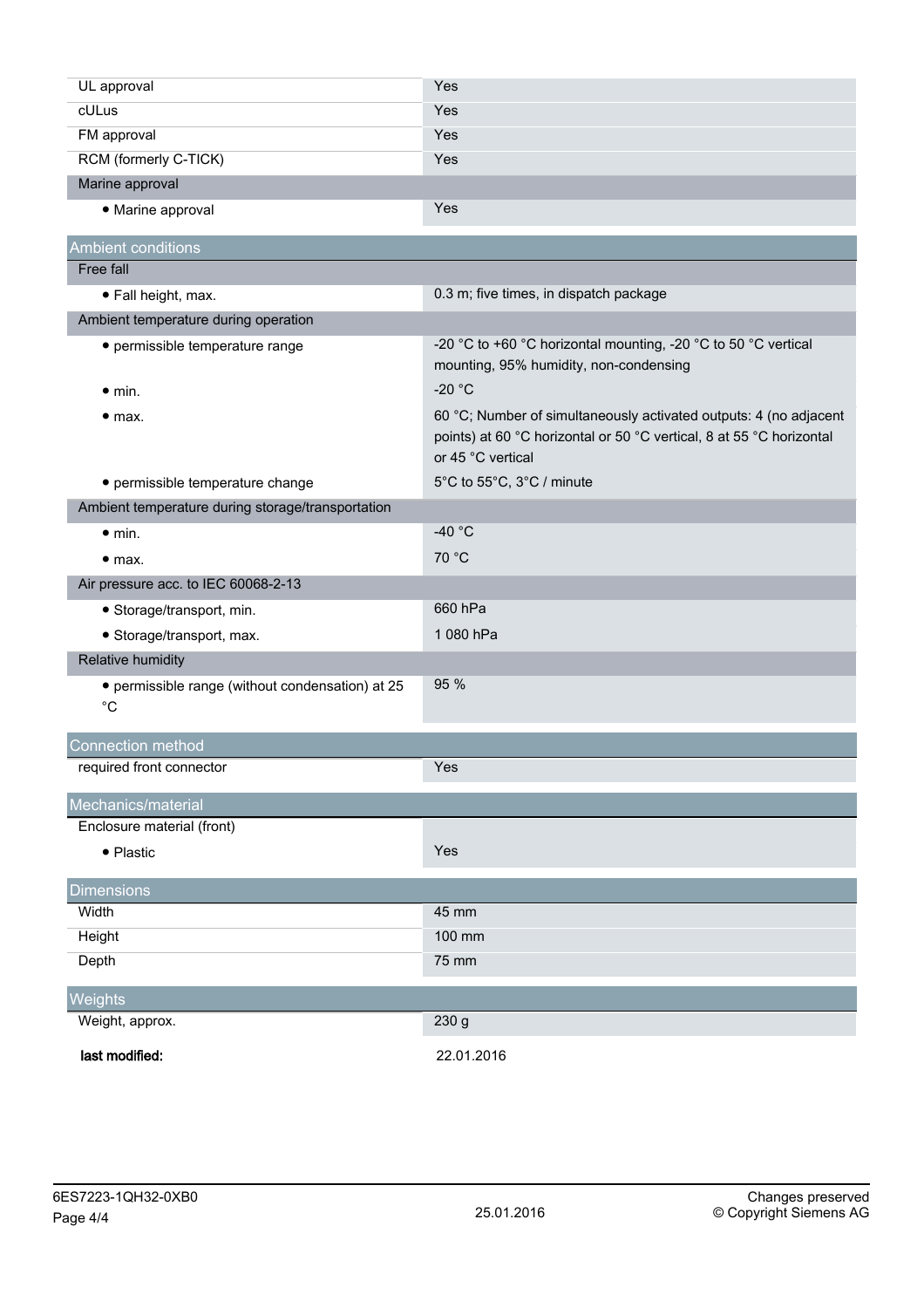| | |
|---|---|
| UL approval | Yes |
| cULus | Yes |
| FM approval | Yes |
| RCM (formerly C-TICK) | Yes |
| Marine approval | |
| • Marine approval | Yes |

## Ambient conditions

| | |
|---|---|
| Free fall | |
| • Fall height, max. | 0.3 m; five times, in dispatch package |
| Ambient temperature during operation | |
| • permissible temperature range | -20 °C to +60 °C horizontal mounting, -20 °C to 50 °C vertical mounting, 95% humidity, non-condensing |
| • min. | -20 °C |
| • max. | 60 °C; Number of simultaneously activated outputs: 4 (no adjacent points) at 60 °C horizontal or 50 °C vertical, 8 at 55 °C horizontal or 45 °C vertical |
| • permissible temperature change | 5°C to 55°C, 3°C / minute |
| Ambient temperature during storage/transportation | |
| • min. | -40 °C |
| • max. | 70 °C |
| Air pressure acc. to IEC 60068-2-13 | |
| • Storage/transport, min. | 660 hPa |
| • Storage/transport, max. | 1 080 hPa |
| Relative humidity | |
| • permissible range (without condensation) at 25 °C | 95 % |

## Connection method

| | |
|---|---|
| required front connector | Yes |

## Mechanics/material

| | |
|---|---|
| Enclosure material (front) | |
| • Plastic | Yes |

## Dimensions

| | |
|---|---|
| Width | 45 mm |
| Height | 100 mm |
| Depth | 75 mm |

## Weights

| | |
|---|---|
| Weight, approx. | 230 g |

**last modified:** 22.01.2016